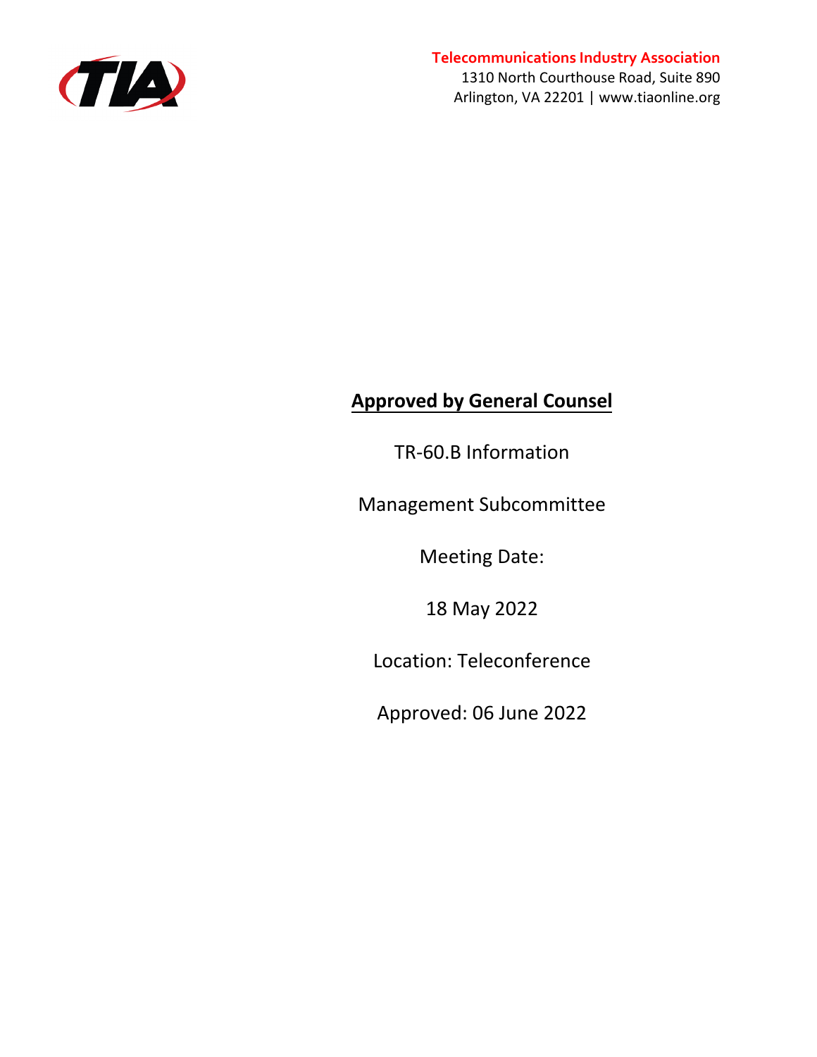**Telecommunications Industry Association**
1310 North Courthouse Road, Suite 890
Arlington, VA 22201 | www.tiaonline.org

**Approved by General Counsel**

TR-60.B Information

Management Subcommittee

Meeting Date:

18 May 2022

Location: Teleconference

Approved: 06 June 2022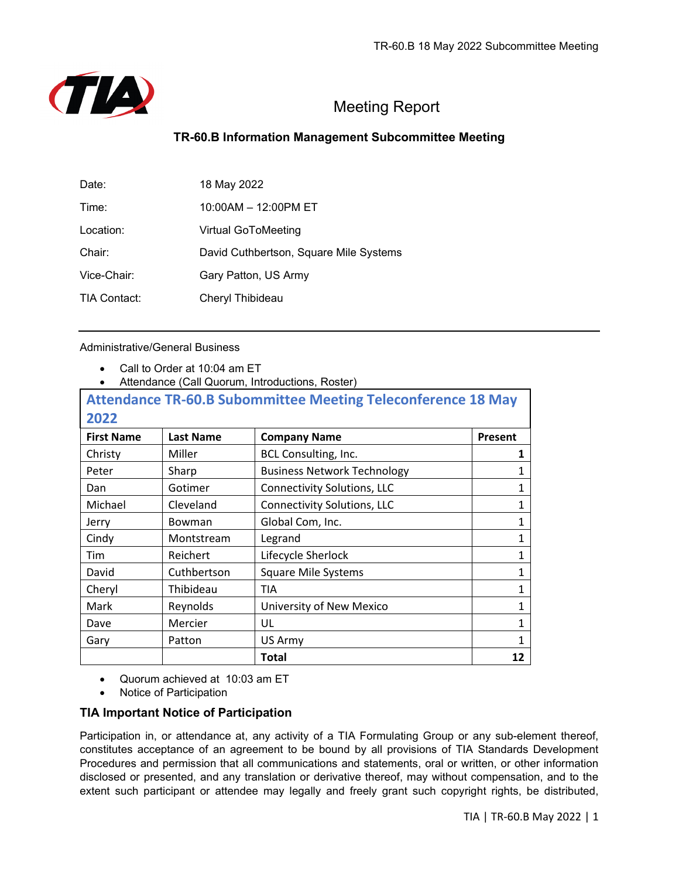# Meeting Report

## TR-60.B Information Management Subcommittee Meeting

| | |
|---|---|
| Date: | 18 May 2022 |
| Time: | 10:00AM – 12:00PM ET |
| Location: | Virtual GoToMeeting |
| Chair: | David Cuthbertson, Square Mile Systems |
| Vice-Chair: | Gary Patton, US Army |
| TIA Contact: | Cheryl Thibideau |

---

Administrative/General Business

- Call to Order at 10:04 am ET
- Attendance (Call Quorum, Introductions, Roster)

**Attendance TR-60.B Subommittee Meeting Teleconference 18 May 2022**

| First Name | Last Name | Company Name | Present |
|---|---|---|---|
| Christy | Miller | BCL Consulting, Inc. | **1** |
| Peter | Sharp | Business Network Technology | 1 |
| Dan | Gotimer | Connectivity Solutions, LLC | 1 |
| Michael | Cleveland | Connectivity Solutions, LLC | 1 |
| Jerry | Bowman | Global Com, Inc. | 1 |
| Cindy | Montstream | Legrand | 1 |
| Tim | Reichert | Lifecycle Sherlock | 1 |
| David | Cuthbertson | Square Mile Systems | 1 |
| Cheryl | Thibideau | TIA | 1 |
| Mark | Reynolds | University of New Mexico | 1 |
| Dave | Mercier | UL | 1 |
| Gary | Patton | US Army | 1 |
| | | **Total** | **12** |

- Quorum achieved at 10:03 am ET
- Notice of Participation

### TIA Important Notice of Participation

Participation in, or attendance at, any activity of a TIA Formulating Group or any sub-element thereof, constitutes acceptance of an agreement to be bound by all provisions of TIA Standards Development Procedures and permission that all communications and statements, oral or written, or other information disclosed or presented, and any translation or derivative thereof, may without compensation, and to the extent such participant or attendee may legally and freely grant such copyright rights, be distributed,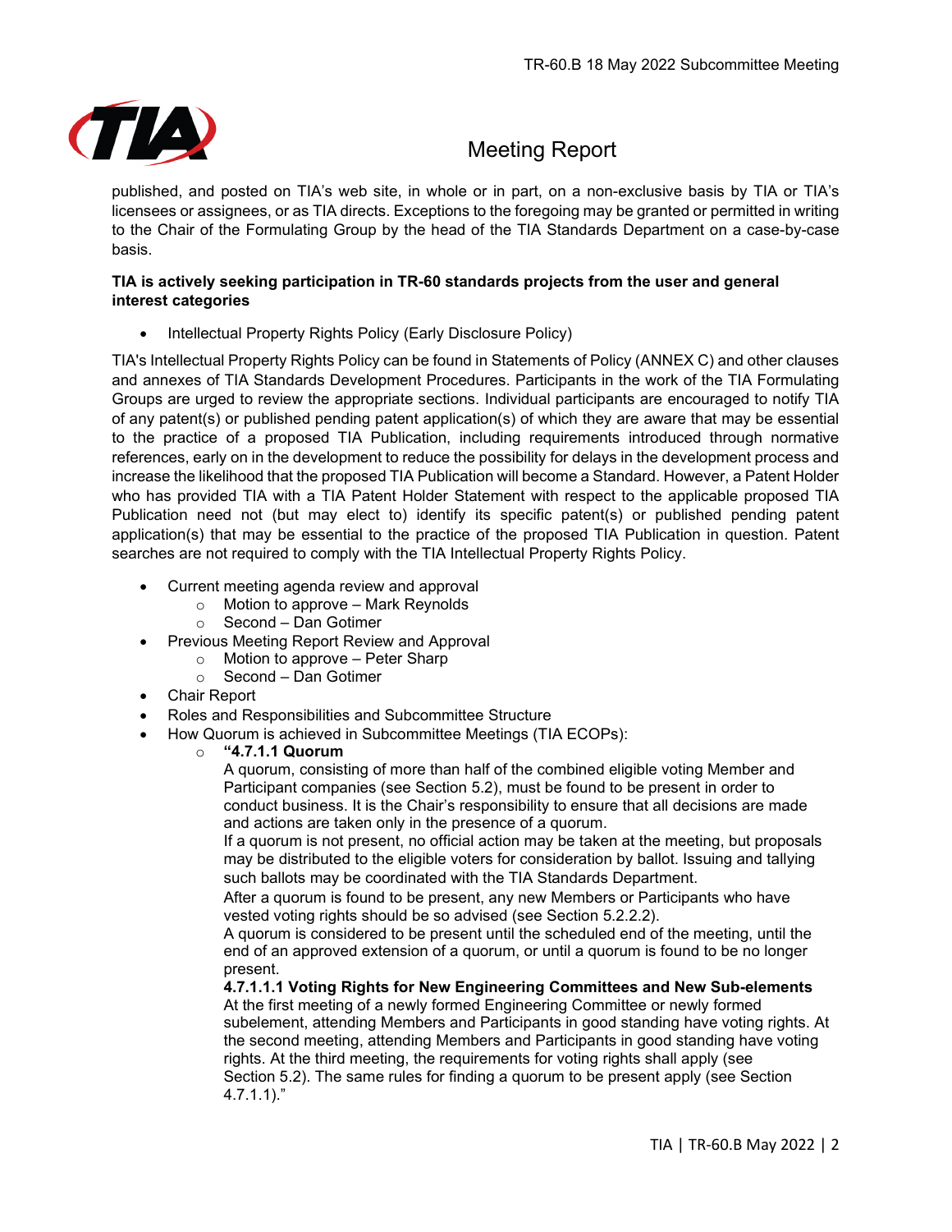published, and posted on TIA's web site, in whole or in part, on a non-exclusive basis by TIA or TIA's licensees or assignees, or as TIA directs. Exceptions to the foregoing may be granted or permitted in writing to the Chair of the Formulating Group by the head of the TIA Standards Department on a case-by-case basis.

**TIA is actively seeking participation in TR-60 standards projects from the user and general interest categories**

- Intellectual Property Rights Policy (Early Disclosure Policy)

TIA's Intellectual Property Rights Policy can be found in Statements of Policy (ANNEX C) and other clauses and annexes of TIA Standards Development Procedures. Participants in the work of the TIA Formulating Groups are urged to review the appropriate sections. Individual participants are encouraged to notify TIA of any patent(s) or published pending patent application(s) of which they are aware that may be essential to the practice of a proposed TIA Publication, including requirements introduced through normative references, early on in the development to reduce the possibility for delays in the development process and increase the likelihood that the proposed TIA Publication will become a Standard. However, a Patent Holder who has provided TIA with a TIA Patent Holder Statement with respect to the applicable proposed TIA Publication need not (but may elect to) identify its specific patent(s) or published pending patent application(s) that may be essential to the practice of the proposed TIA Publication in question. Patent searches are not required to comply with the TIA Intellectual Property Rights Policy.

- Current meeting agenda review and approval
  - Motion to approve – Mark Reynolds
  - Second – Dan Gotimer
- Previous Meeting Report Review and Approval
  - Motion to approve – Peter Sharp
  - Second – Dan Gotimer
- Chair Report
- Roles and Responsibilities and Subcommittee Structure
- How Quorum is achieved in Subcommittee Meetings (TIA ECOPs):
  - **"4.7.1.1 Quorum**

    A quorum, consisting of more than half of the combined eligible voting Member and Participant companies (see Section 5.2), must be found to be present in order to conduct business. It is the Chair's responsibility to ensure that all decisions are made and actions are taken only in the presence of a quorum.

    If a quorum is not present, no official action may be taken at the meeting, but proposals may be distributed to the eligible voters for consideration by ballot. Issuing and tallying such ballots may be coordinated with the TIA Standards Department.

    After a quorum is found to be present, any new Members or Participants who have vested voting rights should be so advised (see Section 5.2.2.2).

    A quorum is considered to be present until the scheduled end of the meeting, until the end of an approved extension of a quorum, or until a quorum is found to be no longer present.

    **4.7.1.1.1 Voting Rights for New Engineering Committees and New Sub-elements**

    At the first meeting of a newly formed Engineering Committee or newly formed subelement, attending Members and Participants in good standing have voting rights. At the second meeting, attending Members and Participants in good standing have voting rights. At the third meeting, the requirements for voting rights shall apply (see Section 5.2). The same rules for finding a quorum to be present apply (see Section 4.7.1.1)."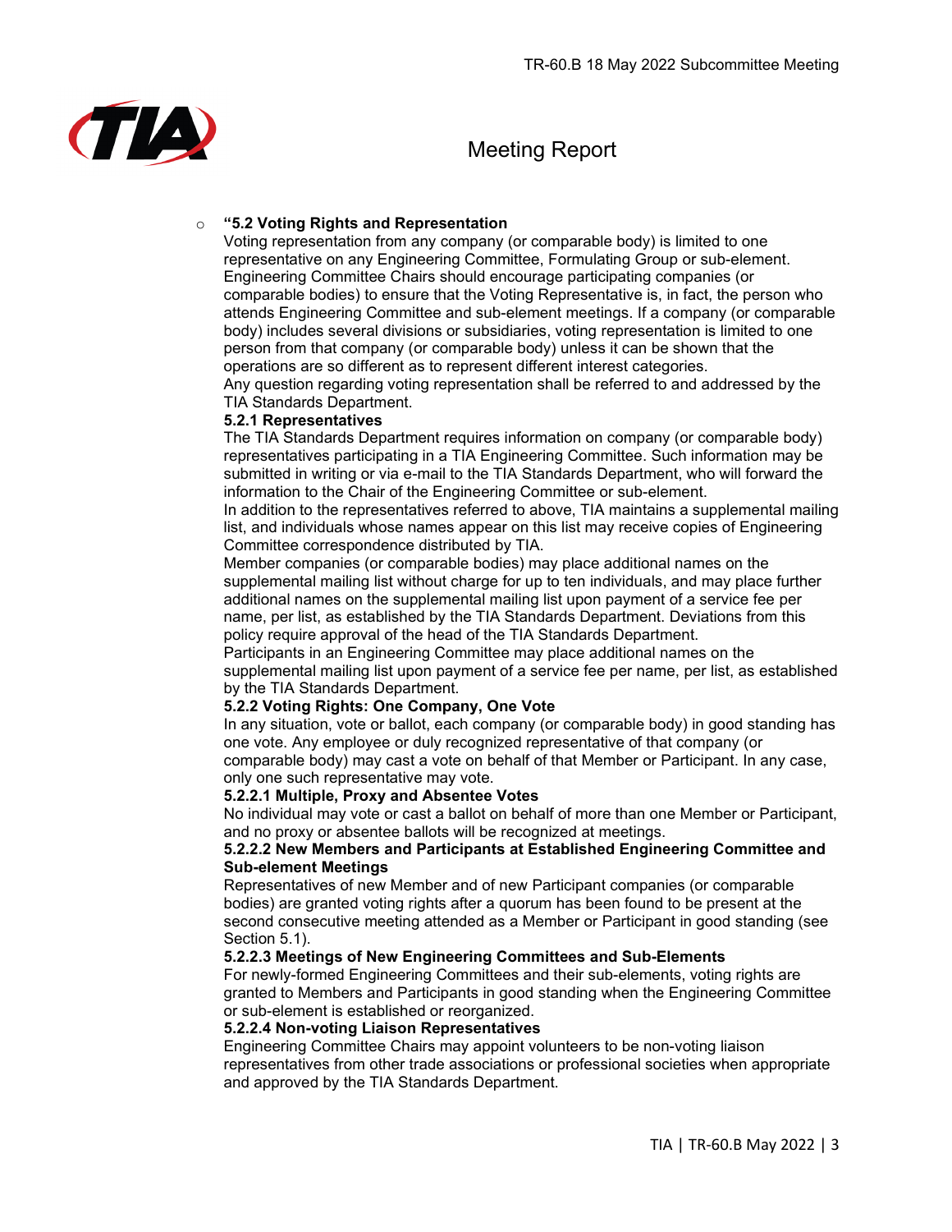- **"5.2 Voting Rights and Representation**

  Voting representation from any company (or comparable body) is limited to one representative on any Engineering Committee, Formulating Group or sub-element. Engineering Committee Chairs should encourage participating companies (or comparable bodies) to ensure that the Voting Representative is, in fact, the person who attends Engineering Committee and sub-element meetings. If a company (or comparable body) includes several divisions or subsidiaries, voting representation is limited to one person from that company (or comparable body) unless it can be shown that the operations are so different as to represent different interest categories.

  Any question regarding voting representation shall be referred to and addressed by the TIA Standards Department.

  **5.2.1 Representatives**

  The TIA Standards Department requires information on company (or comparable body) representatives participating in a TIA Engineering Committee. Such information may be submitted in writing or via e-mail to the TIA Standards Department, who will forward the information to the Chair of the Engineering Committee or sub-element.

  In addition to the representatives referred to above, TIA maintains a supplemental mailing list, and individuals whose names appear on this list may receive copies of Engineering Committee correspondence distributed by TIA.

  Member companies (or comparable bodies) may place additional names on the supplemental mailing list without charge for up to ten individuals, and may place further additional names on the supplemental mailing list upon payment of a service fee per name, per list, as established by the TIA Standards Department. Deviations from this policy require approval of the head of the TIA Standards Department.

  Participants in an Engineering Committee may place additional names on the supplemental mailing list upon payment of a service fee per name, per list, as established by the TIA Standards Department.

  **5.2.2 Voting Rights: One Company, One Vote**

  In any situation, vote or ballot, each company (or comparable body) in good standing has one vote. Any employee or duly recognized representative of that company (or comparable body) may cast a vote on behalf of that Member or Participant. In any case, only one such representative may vote.

  **5.2.2.1 Multiple, Proxy and Absentee Votes**

  No individual may vote or cast a ballot on behalf of more than one Member or Participant, and no proxy or absentee ballots will be recognized at meetings.

  **5.2.2.2 New Members and Participants at Established Engineering Committee and Sub-element Meetings**

  Representatives of new Member and of new Participant companies (or comparable bodies) are granted voting rights after a quorum has been found to be present at the second consecutive meeting attended as a Member or Participant in good standing (see Section 5.1).

  **5.2.2.3 Meetings of New Engineering Committees and Sub-Elements**

  For newly-formed Engineering Committees and their sub-elements, voting rights are granted to Members and Participants in good standing when the Engineering Committee or sub-element is established or reorganized.

  **5.2.2.4 Non-voting Liaison Representatives**

  Engineering Committee Chairs may appoint volunteers to be non-voting liaison representatives from other trade associations or professional societies when appropriate and approved by the TIA Standards Department.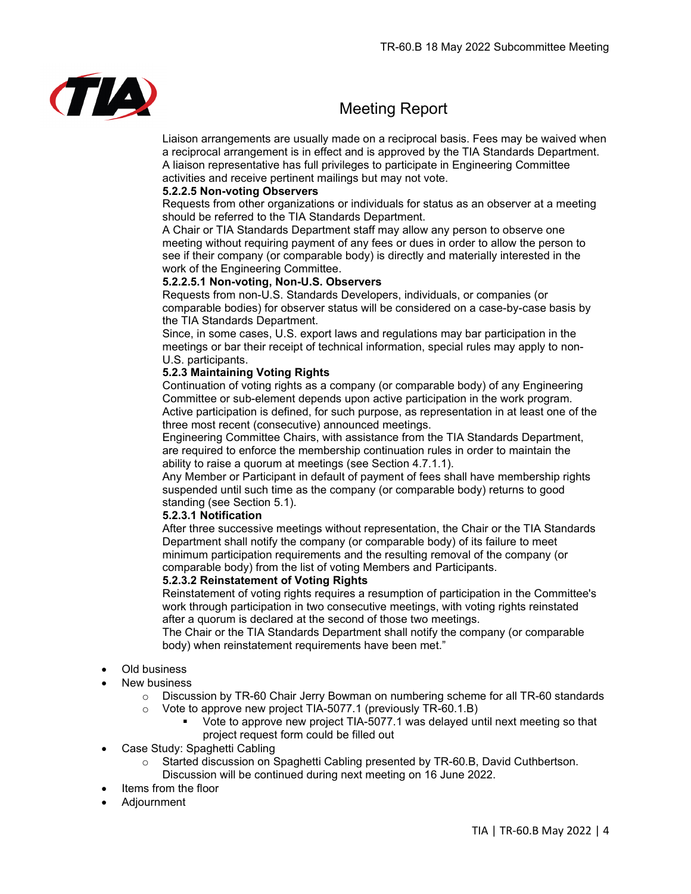Liaison arrangements are usually made on a reciprocal basis. Fees may be waived when a reciprocal arrangement is in effect and is approved by the TIA Standards Department. A liaison representative has full privileges to participate in Engineering Committee activities and receive pertinent mailings but may not vote.

**5.2.2.5 Non-voting Observers**

Requests from other organizations or individuals for status as an observer at a meeting should be referred to the TIA Standards Department.

A Chair or TIA Standards Department staff may allow any person to observe one meeting without requiring payment of any fees or dues in order to allow the person to see if their company (or comparable body) is directly and materially interested in the work of the Engineering Committee.

**5.2.2.5.1 Non-voting, Non-U.S. Observers**

Requests from non-U.S. Standards Developers, individuals, or companies (or comparable bodies) for observer status will be considered on a case-by-case basis by the TIA Standards Department.

Since, in some cases, U.S. export laws and regulations may bar participation in the meetings or bar their receipt of technical information, special rules may apply to non-U.S. participants.

**5.2.3 Maintaining Voting Rights**

Continuation of voting rights as a company (or comparable body) of any Engineering Committee or sub-element depends upon active participation in the work program. Active participation is defined, for such purpose, as representation in at least one of the three most recent (consecutive) announced meetings.

Engineering Committee Chairs, with assistance from the TIA Standards Department, are required to enforce the membership continuation rules in order to maintain the ability to raise a quorum at meetings (see Section 4.7.1.1).

Any Member or Participant in default of payment of fees shall have membership rights suspended until such time as the company (or comparable body) returns to good standing (see Section 5.1).

**5.2.3.1 Notification**

After three successive meetings without representation, the Chair or the TIA Standards Department shall notify the company (or comparable body) of its failure to meet minimum participation requirements and the resulting removal of the company (or comparable body) from the list of voting Members and Participants.

**5.2.3.2 Reinstatement of Voting Rights**

Reinstatement of voting rights requires a resumption of participation in the Committee's work through participation in two consecutive meetings, with voting rights reinstated after a quorum is declared at the second of those two meetings.

The Chair or the TIA Standards Department shall notify the company (or comparable body) when reinstatement requirements have been met."

- Old business
- New business
  - Discussion by TR-60 Chair Jerry Bowman on numbering scheme for all TR-60 standards
  - Vote to approve new project TIA-5077.1 (previously TR-60.1.B)
    - Vote to approve new project TIA-5077.1 was delayed until next meeting so that project request form could be filled out
- Case Study: Spaghetti Cabling
  - Started discussion on Spaghetti Cabling presented by TR-60.B, David Cuthbertson. Discussion will be continued during next meeting on 16 June 2022.
- Items from the floor
- Adjournment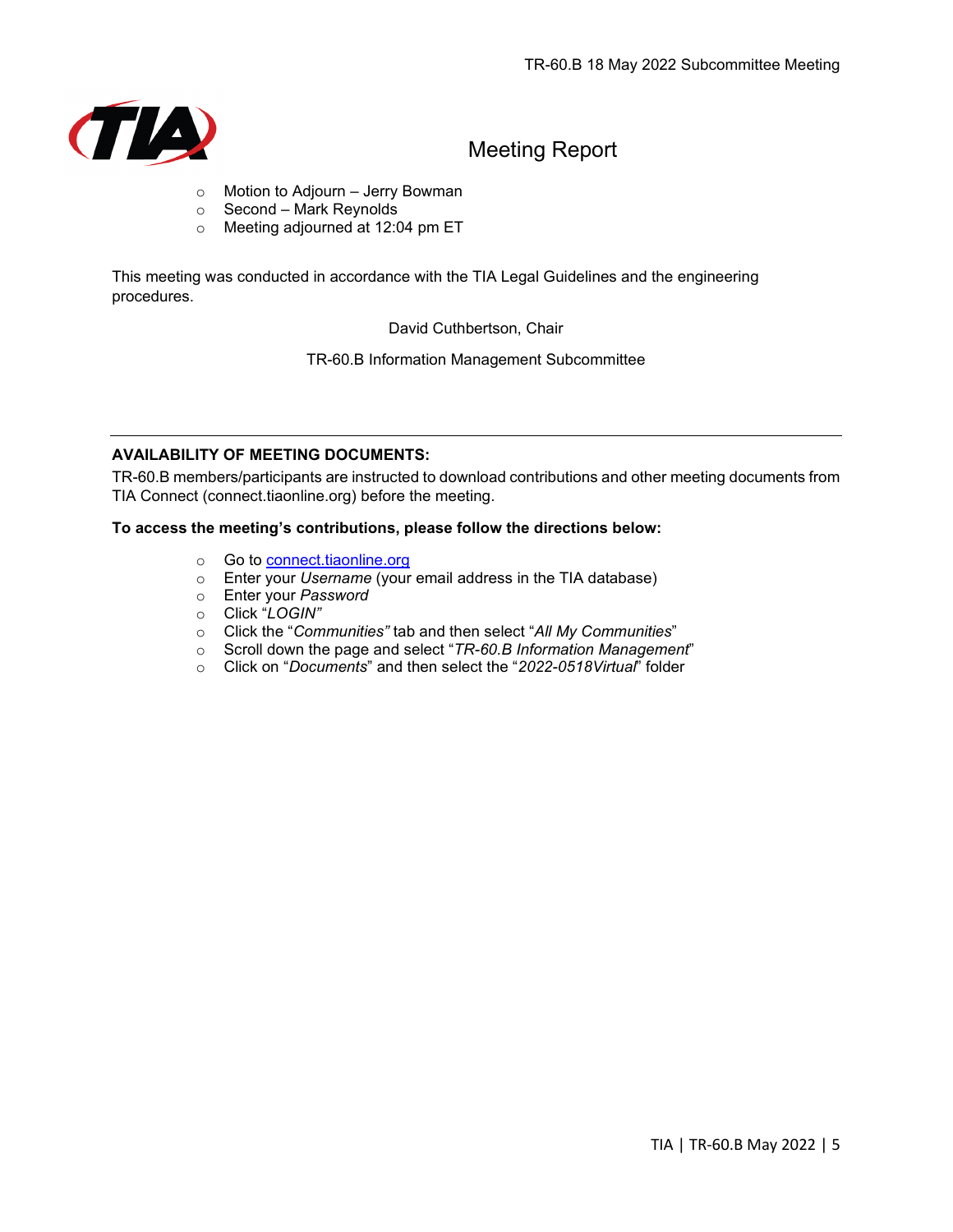- Motion to Adjourn – Jerry Bowman
- Second – Mark Reynolds
- Meeting adjourned at 12:04 pm ET

This meeting was conducted in accordance with the TIA Legal Guidelines and the engineering procedures.

David Cuthbertson, Chair

TR-60.B Information Management Subcommittee

---

**AVAILABILITY OF MEETING DOCUMENTS:**

TR-60.B members/participants are instructed to download contributions and other meeting documents from TIA Connect (connect.tiaonline.org) before the meeting.

**To access the meeting's contributions, please follow the directions below:**

- Go to [connect.tiaonline.org](connect.tiaonline.org)
- Enter your *Username* (your email address in the TIA database)
- Enter your *Password*
- Click "*LOGIN"*
- Click the "*Communities"* tab and then select "*All My Communities*"
- Scroll down the page and select "*TR-60.B Information Management*"
- Click on "*Documents*" and then select the "*2022-0518Virtual*" folder